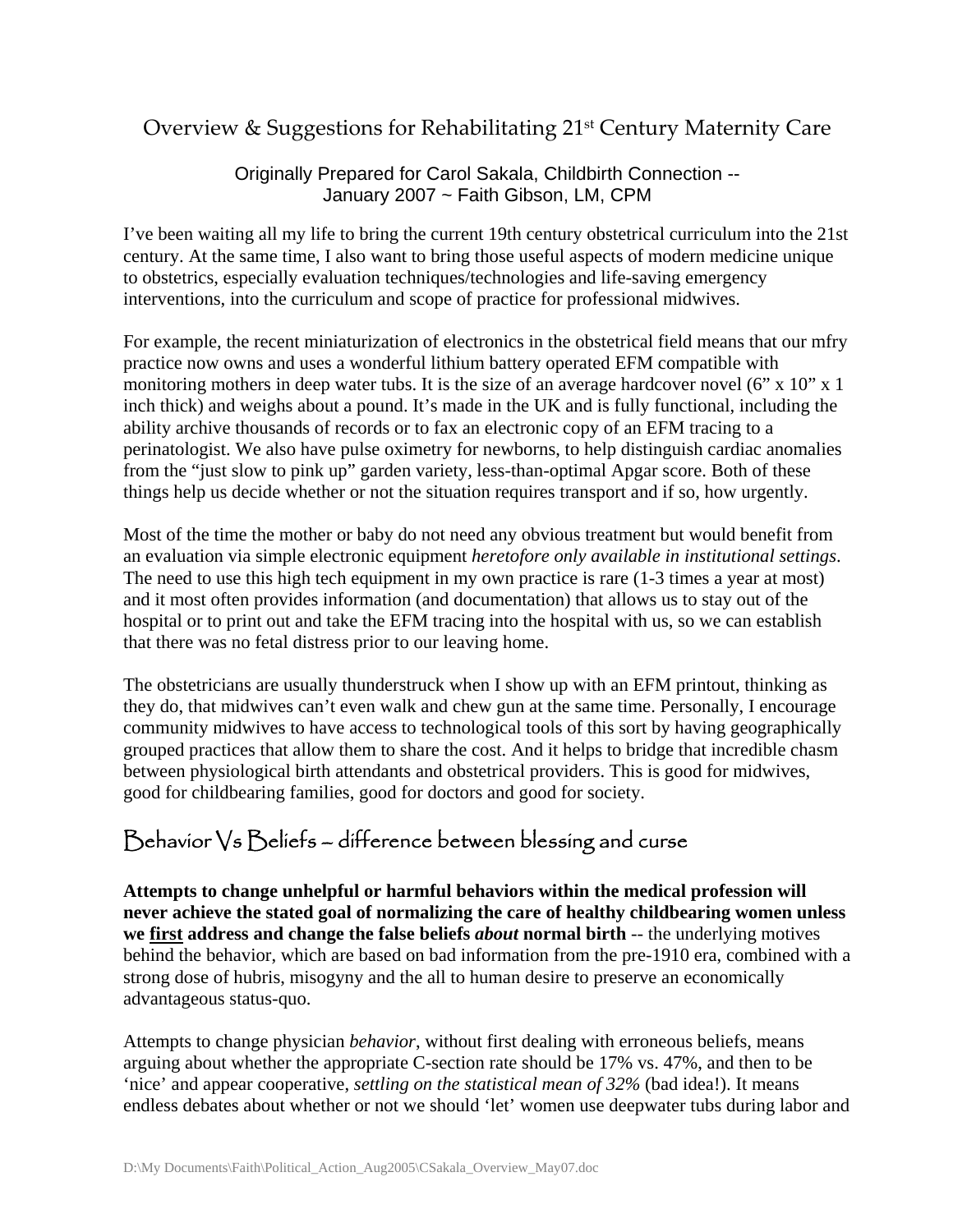# Overview & Suggestions for Rehabilitating 21st Century Maternity Care

Originally Prepared for Carol Sakala, Childbirth Connection --
January 2007 ~ Faith Gibson, LM, CPM

I've been waiting all my life to bring the current 19th century obstetrical curriculum into the 21st century. At the same time, I also want to bring those useful aspects of modern medicine unique to obstetrics, especially evaluation techniques/technologies and life-saving emergency interventions, into the curriculum and scope of practice for professional midwives.

For example, the recent miniaturization of electronics in the obstetrical field means that our mfry practice now owns and uses a wonderful lithium battery operated EFM compatible with monitoring mothers in deep water tubs. It is the size of an average hardcover novel (6" x 10" x 1 inch thick) and weighs about a pound. It's made in the UK and is fully functional, including the ability archive thousands of records or to fax an electronic copy of an EFM tracing to a perinatologist. We also have pulse oximetry for newborns, to help distinguish cardiac anomalies from the "just slow to pink up" garden variety, less-than-optimal Apgar score. Both of these things help us decide whether or not the situation requires transport and if so, how urgently.

Most of the time the mother or baby do not need any obvious treatment but would benefit from an evaluation via simple electronic equipment *heretofore only available in institutional settings*. The need to use this high tech equipment in my own practice is rare (1-3 times a year at most) and it most often provides information (and documentation) that allows us to stay out of the hospital or to print out and take the EFM tracing into the hospital with us, so we can establish that there was no fetal distress prior to our leaving home.

The obstetricians are usually thunderstruck when I show up with an EFM printout, thinking as they do, that midwives can't even walk and chew gun at the same time. Personally, I encourage community midwives to have access to technological tools of this sort by having geographically grouped practices that allow them to share the cost. And it helps to bridge that incredible chasm between physiological birth attendants and obstetrical providers. This is good for midwives, good for childbearing families, good for doctors and good for society.

## Behavior Vs Beliefs – difference between blessing and curse

**Attempts to change unhelpful or harmful behaviors within the medical profession will never achieve the stated goal of normalizing the care of healthy childbearing women unless we <u>first</u> address and change the false beliefs *about* normal birth** -- the underlying motives behind the behavior, which are based on bad information from the pre-1910 era, combined with a strong dose of hubris, misogyny and the all to human desire to preserve an economically advantageous status-quo.

Attempts to change physician *behavior*, without first dealing with erroneous beliefs, means arguing about whether the appropriate C-section rate should be 17% vs. 47%, and then to be 'nice' and appear cooperative, *settling on the statistical mean of 32%* (bad idea!). It means endless debates about whether or not we should 'let' women use deepwater tubs during labor and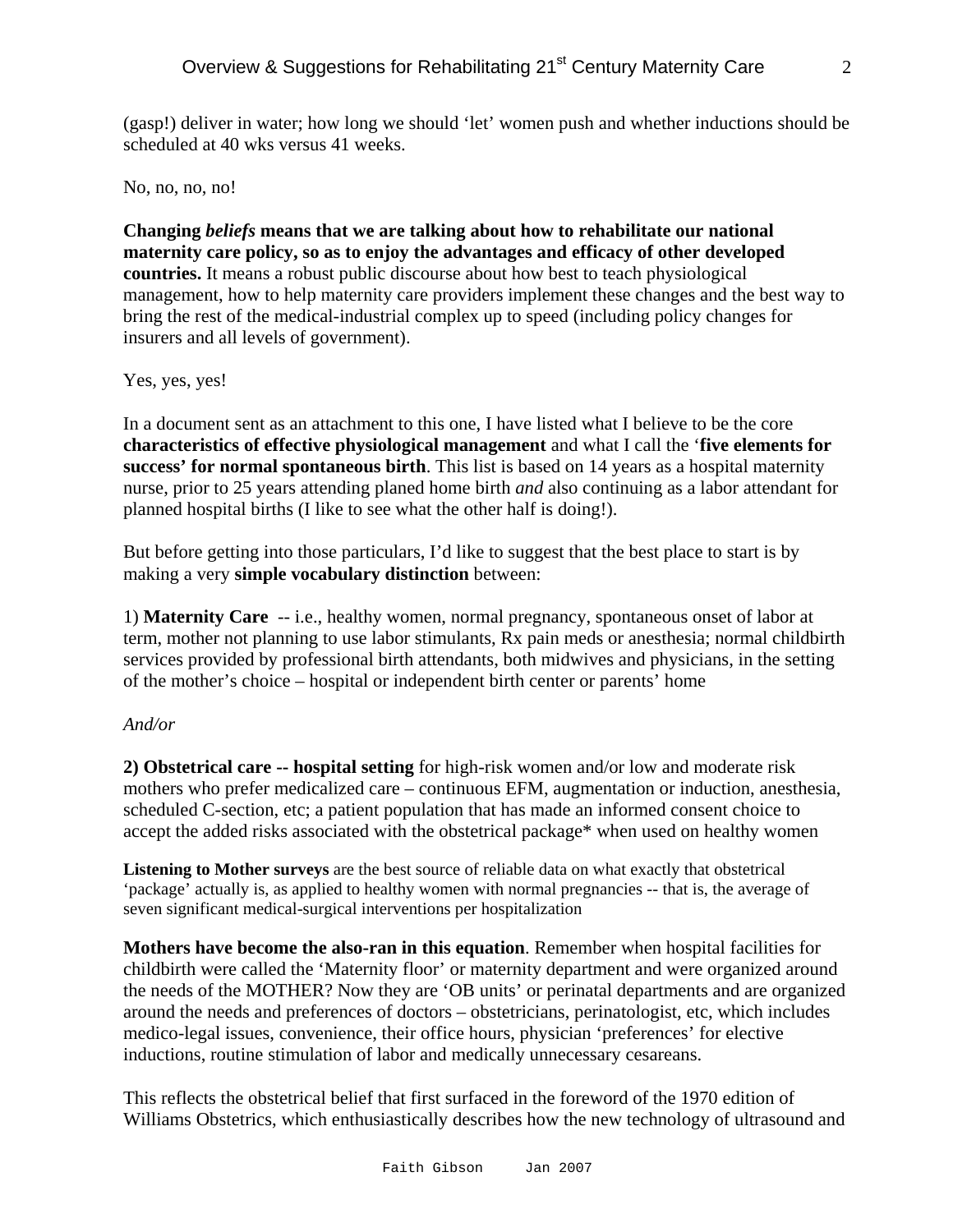(gasp!) deliver in water; how long we should 'let' women push and whether inductions should be scheduled at 40 wks versus 41 weeks.

No, no, no, no!

**Changing *beliefs* means that we are talking about how to rehabilitate our national maternity care policy, so as to enjoy the advantages and efficacy of other developed countries.** It means a robust public discourse about how best to teach physiological management, how to help maternity care providers implement these changes and the best way to bring the rest of the medical-industrial complex up to speed (including policy changes for insurers and all levels of government).

Yes, yes, yes!

In a document sent as an attachment to this one, I have listed what I believe to be the core **characteristics of effective physiological management** and what I call the '**five elements for success' for normal spontaneous birth**. This list is based on 14 years as a hospital maternity nurse, prior to 25 years attending planed home birth *and* also continuing as a labor attendant for planned hospital births (I like to see what the other half is doing!).

But before getting into those particulars, I'd like to suggest that the best place to start is by making a very **simple vocabulary distinction** between:

1) **Maternity Care** -- i.e., healthy women, normal pregnancy, spontaneous onset of labor at term, mother not planning to use labor stimulants, Rx pain meds or anesthesia; normal childbirth services provided by professional birth attendants, both midwives and physicians, in the setting of the mother's choice – hospital or independent birth center or parents' home

*And/or*

**2) Obstetrical care -- hospital setting** for high-risk women and/or low and moderate risk mothers who prefer medicalized care – continuous EFM, augmentation or induction, anesthesia, scheduled C-section, etc; a patient population that has made an informed consent choice to accept the added risks associated with the obstetrical package* when used on healthy women

**Listening to Mother surveys** are the best source of reliable data on what exactly that obstetrical 'package' actually is, as applied to healthy women with normal pregnancies -- that is, the average of seven significant medical-surgical interventions per hospitalization

**Mothers have become the also-ran in this equation**. Remember when hospital facilities for childbirth were called the 'Maternity floor' or maternity department and were organized around the needs of the MOTHER? Now they are 'OB units' or perinatal departments and are organized around the needs and preferences of doctors – obstetricians, perinatologist, etc, which includes medico-legal issues, convenience, their office hours, physician 'preferences' for elective inductions, routine stimulation of labor and medically unnecessary cesareans.

This reflects the obstetrical belief that first surfaced in the foreword of the 1970 edition of Williams Obstetrics, which enthusiastically describes how the new technology of ultrasound and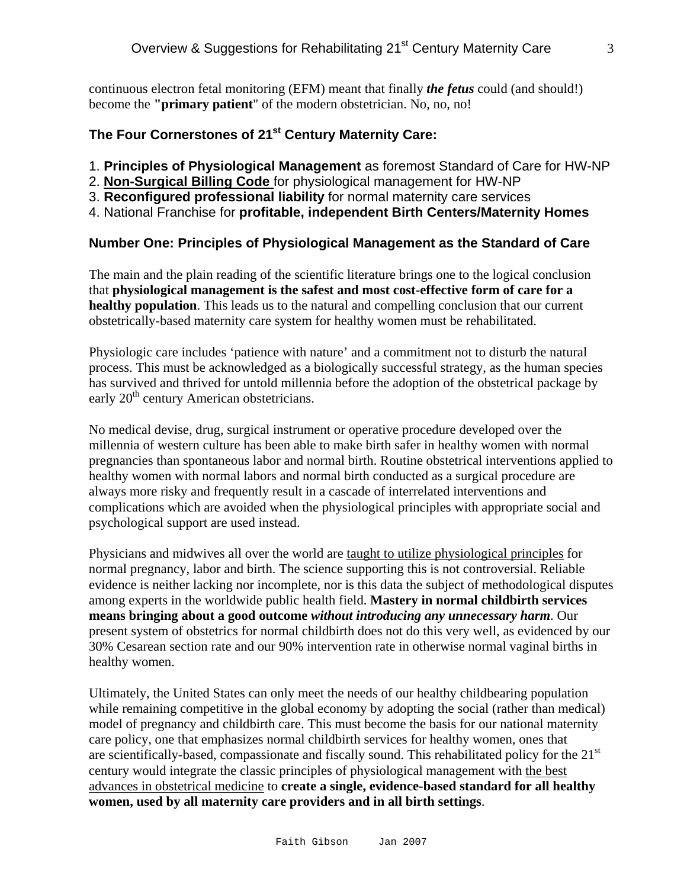continuous electron fetal monitoring (EFM) meant that finally ***the fetus*** could (and should!) become the **"primary patient**" of the modern obstetrician. No, no, no!

## The Four Cornerstones of 21st Century Maternity Care:

1. **Principles of Physiological Management** as foremost Standard of Care for HW-NP
2. **Non-Surgical Billing Code** for physiological management for HW-NP
3. **Reconfigured professional liability** for normal maternity care services
4. National Franchise for **profitable, independent Birth Centers/Maternity Homes**

## Number One: Principles of Physiological Management as the Standard of Care

The main and the plain reading of the scientific literature brings one to the logical conclusion that **physiological management is the safest and most cost-effective form of care for a healthy population**. This leads us to the natural and compelling conclusion that our current obstetrically-based maternity care system for healthy women must be rehabilitated.

Physiologic care includes 'patience with nature' and a commitment not to disturb the natural process. This must be acknowledged as a biologically successful strategy, as the human species has survived and thrived for untold millennia before the adoption of the obstetrical package by early 20th century American obstetricians.

No medical devise, drug, surgical instrument or operative procedure developed over the millennia of western culture has been able to make birth safer in healthy women with normal pregnancies than spontaneous labor and normal birth. Routine obstetrical interventions applied to healthy women with normal labors and normal birth conducted as a surgical procedure are always more risky and frequently result in a cascade of interrelated interventions and complications which are avoided when the physiological principles with appropriate social and psychological support are used instead.

Physicians and midwives all over the world are taught to utilize physiological principles for normal pregnancy, labor and birth. The science supporting this is not controversial. Reliable evidence is neither lacking nor incomplete, nor is this data the subject of methodological disputes among experts in the worldwide public health field. **Mastery in normal childbirth services means bringing about a good outcome *without introducing any unnecessary harm***. Our present system of obstetrics for normal childbirth does not do this very well, as evidenced by our 30% Cesarean section rate and our 90% intervention rate in otherwise normal vaginal births in healthy women.

Ultimately, the United States can only meet the needs of our healthy childbearing population while remaining competitive in the global economy by adopting the social (rather than medical) model of pregnancy and childbirth care. This must become the basis for our national maternity care policy, one that emphasizes normal childbirth services for healthy women, ones that are scientifically-based, compassionate and fiscally sound. This rehabilitated policy for the 21st century would integrate the classic principles of physiological management with the best advances in obstetrical medicine to **create a single, evidence-based standard for all healthy women, used by all maternity care providers and in all birth settings**.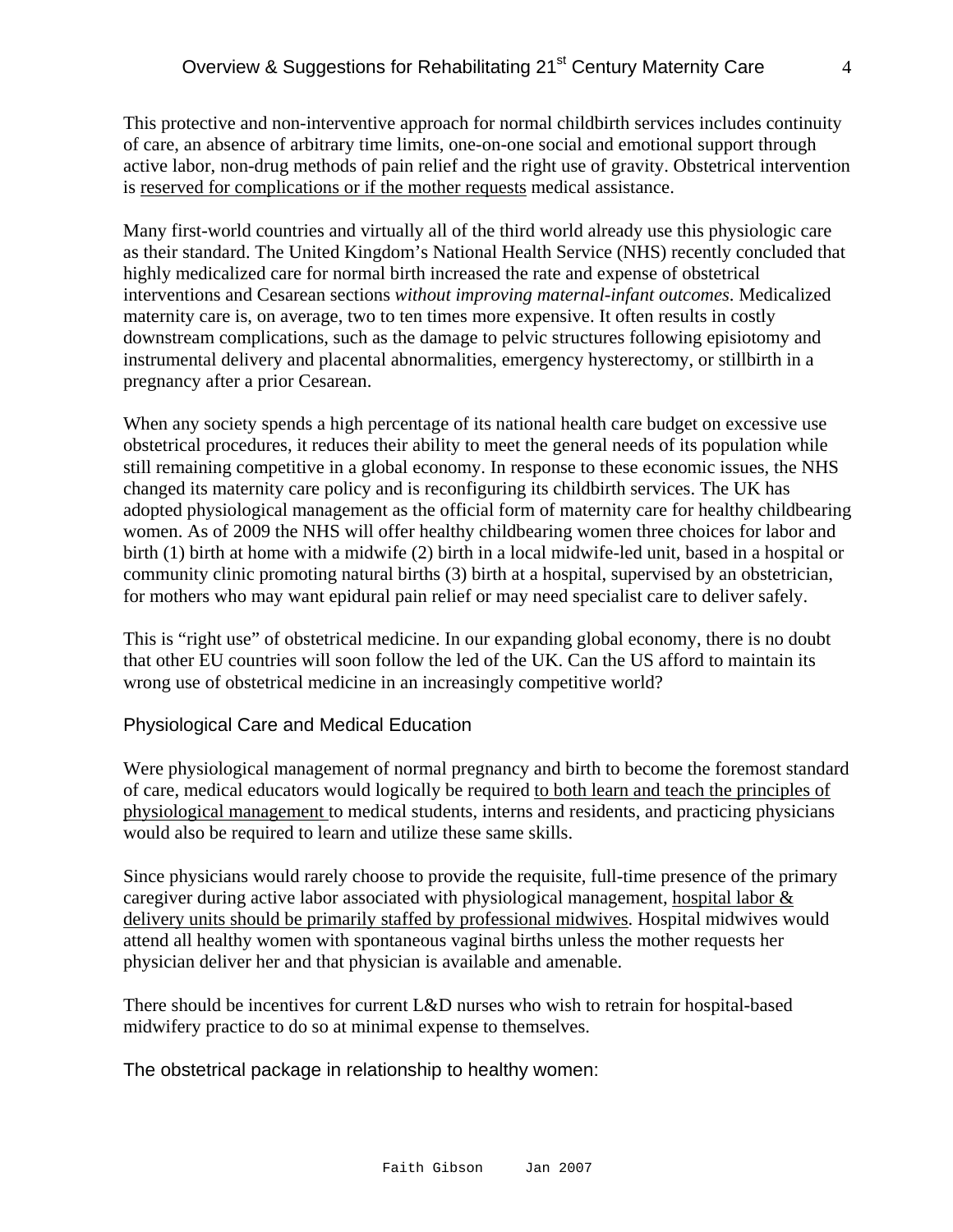This protective and non-interventive approach for normal childbirth services includes continuity of care, an absence of arbitrary time limits, one-on-one social and emotional support through active labor, non-drug methods of pain relief and the right use of gravity. Obstetrical intervention is reserved for complications or if the mother requests medical assistance.

Many first-world countries and virtually all of the third world already use this physiologic care as their standard. The United Kingdom's National Health Service (NHS) recently concluded that highly medicalized care for normal birth increased the rate and expense of obstetrical interventions and Cesarean sections *without improving maternal-infant outcomes*. Medicalized maternity care is, on average, two to ten times more expensive. It often results in costly downstream complications, such as the damage to pelvic structures following episiotomy and instrumental delivery and placental abnormalities, emergency hysterectomy, or stillbirth in a pregnancy after a prior Cesarean.

When any society spends a high percentage of its national health care budget on excessive use obstetrical procedures, it reduces their ability to meet the general needs of its population while still remaining competitive in a global economy. In response to these economic issues, the NHS changed its maternity care policy and is reconfiguring its childbirth services. The UK has adopted physiological management as the official form of maternity care for healthy childbearing women. As of 2009 the NHS will offer healthy childbearing women three choices for labor and birth (1) birth at home with a midwife (2) birth in a local midwife-led unit, based in a hospital or community clinic promoting natural births (3) birth at a hospital, supervised by an obstetrician, for mothers who may want epidural pain relief or may need specialist care to deliver safely.

This is "right use" of obstetrical medicine. In our expanding global economy, there is no doubt that other EU countries will soon follow the led of the UK. Can the US afford to maintain its wrong use of obstetrical medicine in an increasingly competitive world?

## Physiological Care and Medical Education

Were physiological management of normal pregnancy and birth to become the foremost standard of care, medical educators would logically be required to both learn and teach the principles of physiological management to medical students, interns and residents, and practicing physicians would also be required to learn and utilize these same skills.

Since physicians would rarely choose to provide the requisite, full-time presence of the primary caregiver during active labor associated with physiological management, hospital labor & delivery units should be primarily staffed by professional midwives. Hospital midwives would attend all healthy women with spontaneous vaginal births unless the mother requests her physician deliver her and that physician is available and amenable.

There should be incentives for current L&D nurses who wish to retrain for hospital-based midwifery practice to do so at minimal expense to themselves.

## The obstetrical package in relationship to healthy women: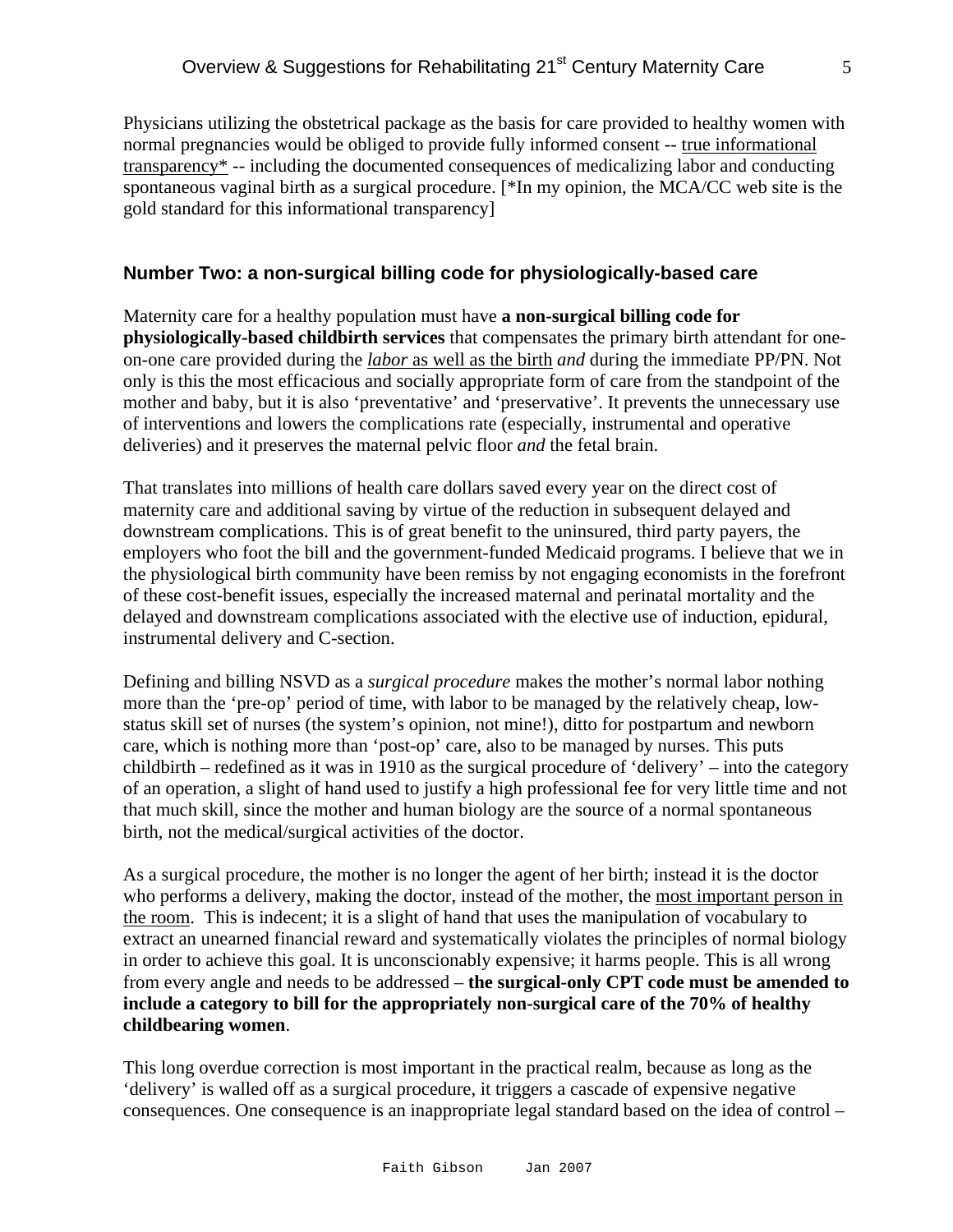Physicians utilizing the obstetrical package as the basis for care provided to healthy women with normal pregnancies would be obliged to provide fully informed consent -- <u>true informational transparency*</u> -- including the documented consequences of medicalizing labor and conducting spontaneous vaginal birth as a surgical procedure. [*In my opinion, the MCA/CC web site is the gold standard for this informational transparency]

## Number Two: a non-surgical billing code for physiologically-based care

Maternity care for a healthy population must have **a non-surgical billing code for physiologically-based childbirth services** that compensates the primary birth attendant for one-on-one care provided during the <u>*labor* as well as the birth</u> *and* during the immediate PP/PN. Not only is this the most efficacious and socially appropriate form of care from the standpoint of the mother and baby, but it is also 'preventative' and 'preservative'. It prevents the unnecessary use of interventions and lowers the complications rate (especially, instrumental and operative deliveries) and it preserves the maternal pelvic floor *and* the fetal brain.

That translates into millions of health care dollars saved every year on the direct cost of maternity care and additional saving by virtue of the reduction in subsequent delayed and downstream complications. This is of great benefit to the uninsured, third party payers, the employers who foot the bill and the government-funded Medicaid programs. I believe that we in the physiological birth community have been remiss by not engaging economists in the forefront of these cost-benefit issues, especially the increased maternal and perinatal mortality and the delayed and downstream complications associated with the elective use of induction, epidural, instrumental delivery and C-section.

Defining and billing NSVD as a *surgical procedure* makes the mother's normal labor nothing more than the 'pre-op' period of time, with labor to be managed by the relatively cheap, low-status skill set of nurses (the system's opinion, not mine!), ditto for postpartum and newborn care, which is nothing more than 'post-op' care, also to be managed by nurses. This puts childbirth – redefined as it was in 1910 as the surgical procedure of 'delivery' – into the category of an operation, a slight of hand used to justify a high professional fee for very little time and not that much skill, since the mother and human biology are the source of a normal spontaneous birth, not the medical/surgical activities of the doctor.

As a surgical procedure, the mother is no longer the agent of her birth; instead it is the doctor who performs a delivery, making the doctor, instead of the mother, the <u>most important person in the room</u>. This is indecent; it is a slight of hand that uses the manipulation of vocabulary to extract an unearned financial reward and systematically violates the principles of normal biology in order to achieve this goal. It is unconscionably expensive; it harms people. This is all wrong from every angle and needs to be addressed – **the surgical-only CPT code must be amended to include a category to bill for the appropriately non-surgical care of the 70% of healthy childbearing women**.

This long overdue correction is most important in the practical realm, because as long as the 'delivery' is walled off as a surgical procedure, it triggers a cascade of expensive negative consequences. One consequence is an inappropriate legal standard based on the idea of control –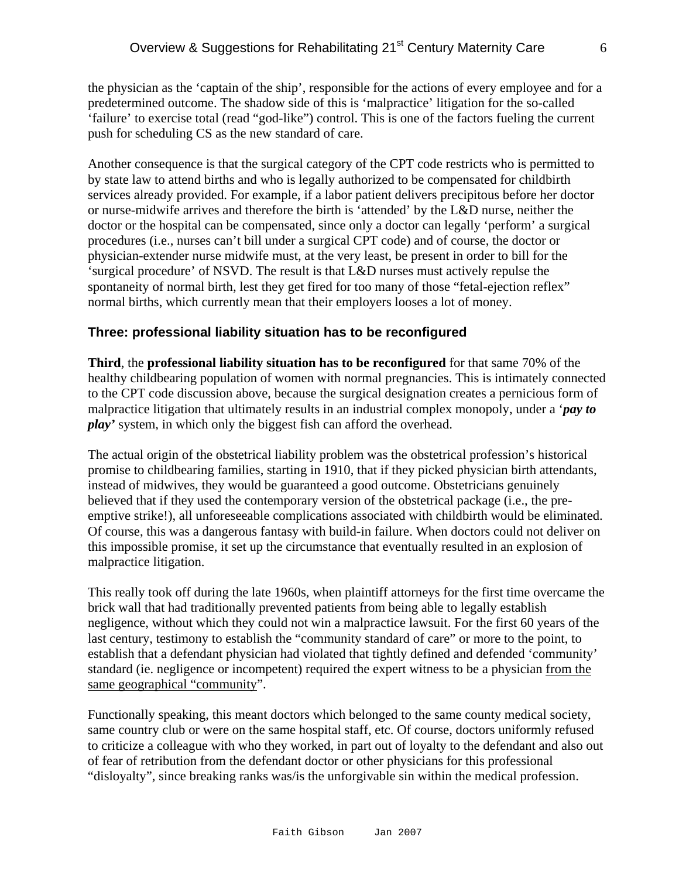the physician as the 'captain of the ship', responsible for the actions of every employee and for a predetermined outcome. The shadow side of this is 'malpractice' litigation for the so-called 'failure' to exercise total (read "god-like") control. This is one of the factors fueling the current push for scheduling CS as the new standard of care.

Another consequence is that the surgical category of the CPT code restricts who is permitted to by state law to attend births and who is legally authorized to be compensated for childbirth services already provided. For example, if a labor patient delivers precipitous before her doctor or nurse-midwife arrives and therefore the birth is 'attended' by the L&D nurse, neither the doctor or the hospital can be compensated, since only a doctor can legally 'perform' a surgical procedures (i.e., nurses can't bill under a surgical CPT code) and of course, the doctor or physician-extender nurse midwife must, at the very least, be present in order to bill for the 'surgical procedure' of NSVD. The result is that L&D nurses must actively repulse the spontaneity of normal birth, lest they get fired for too many of those "fetal-ejection reflex" normal births, which currently mean that their employers looses a lot of money.

### Three: professional liability situation has to be reconfigured

**Third**, the **professional liability situation has to be reconfigured** for that same 70% of the healthy childbearing population of women with normal pregnancies. This is intimately connected to the CPT code discussion above, because the surgical designation creates a pernicious form of malpractice litigation that ultimately results in an industrial complex monopoly, under a '***pay to play'*** system, in which only the biggest fish can afford the overhead.

The actual origin of the obstetrical liability problem was the obstetrical profession's historical promise to childbearing families, starting in 1910, that if they picked physician birth attendants, instead of midwives, they would be guaranteed a good outcome. Obstetricians genuinely believed that if they used the contemporary version of the obstetrical package (i.e., the pre-emptive strike!), all unforeseeable complications associated with childbirth would be eliminated. Of course, this was a dangerous fantasy with build-in failure. When doctors could not deliver on this impossible promise, it set up the circumstance that eventually resulted in an explosion of malpractice litigation.

This really took off during the late 1960s, when plaintiff attorneys for the first time overcame the brick wall that had traditionally prevented patients from being able to legally establish negligence, without which they could not win a malpractice lawsuit. For the first 60 years of the last century, testimony to establish the "community standard of care" or more to the point, to establish that a defendant physician had violated that tightly defined and defended 'community' standard (ie. negligence or incompetent) required the expert witness to be a physician <u>from the same geographical "community</u>".

Functionally speaking, this meant doctors which belonged to the same county medical society, same country club or were on the same hospital staff, etc. Of course, doctors uniformly refused to criticize a colleague with who they worked, in part out of loyalty to the defendant and also out of fear of retribution from the defendant doctor or other physicians for this professional "disloyalty", since breaking ranks was/is the unforgivable sin within the medical profession.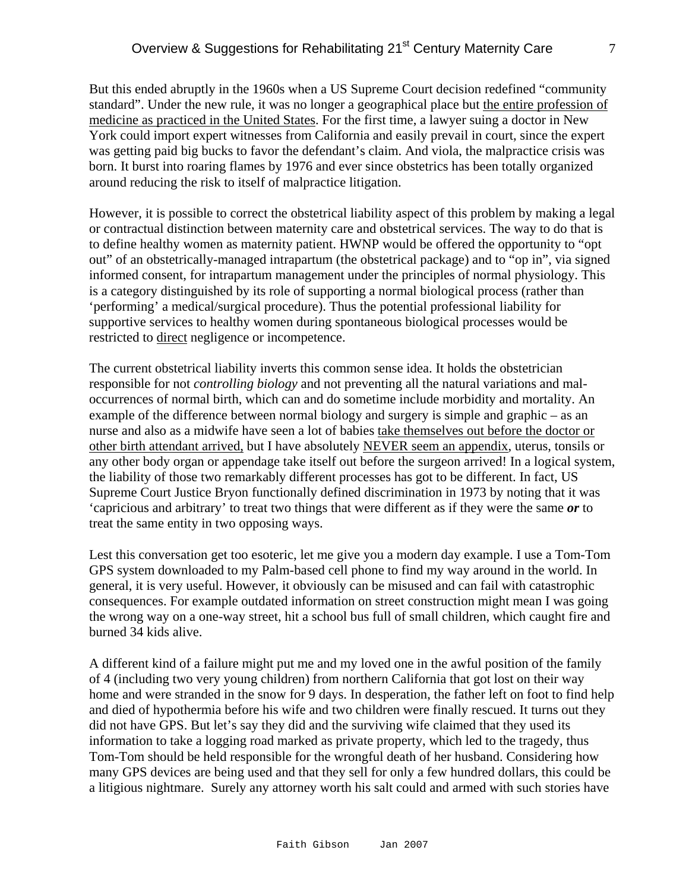But this ended abruptly in the 1960s when a US Supreme Court decision redefined "community standard". Under the new rule, it was no longer a geographical place but <u>the entire profession of medicine as practiced in the United States</u>. For the first time, a lawyer suing a doctor in New York could import expert witnesses from California and easily prevail in court, since the expert was getting paid big bucks to favor the defendant's claim. And viola, the malpractice crisis was born. It burst into roaring flames by 1976 and ever since obstetrics has been totally organized around reducing the risk to itself of malpractice litigation.

However, it is possible to correct the obstetrical liability aspect of this problem by making a legal or contractual distinction between maternity care and obstetrical services. The way to do that is to define healthy women as maternity patient. HWNP would be offered the opportunity to "opt out" of an obstetrically-managed intrapartum (the obstetrical package) and to "op in", via signed informed consent, for intrapartum management under the principles of normal physiology. This is a category distinguished by its role of supporting a normal biological process (rather than 'performing' a medical/surgical procedure). Thus the potential professional liability for supportive services to healthy women during spontaneous biological processes would be restricted to <u>direct</u> negligence or incompetence.

The current obstetrical liability inverts this common sense idea. It holds the obstetrician responsible for not *controlling biology* and not preventing all the natural variations and mal-occurrences of normal birth, which can and do sometime include morbidity and mortality. An example of the difference between normal biology and surgery is simple and graphic – as an nurse and also as a midwife have seen a lot of babies <u>take themselves out before the doctor or other birth attendant arrived,</u> but I have absolutely <u>NEVER seem an appendix</u>, uterus, tonsils or any other body organ or appendage take itself out before the surgeon arrived! In a logical system, the liability of those two remarkably different processes has got to be different. In fact, US Supreme Court Justice Bryon functionally defined discrimination in 1973 by noting that it was 'capricious and arbitrary' to treat two things that were different as if they were the same ***or*** to treat the same entity in two opposing ways.

Lest this conversation get too esoteric, let me give you a modern day example. I use a Tom-Tom GPS system downloaded to my Palm-based cell phone to find my way around in the world. In general, it is very useful. However, it obviously can be misused and can fail with catastrophic consequences. For example outdated information on street construction might mean I was going the wrong way on a one-way street, hit a school bus full of small children, which caught fire and burned 34 kids alive.

A different kind of a failure might put me and my loved one in the awful position of the family of 4 (including two very young children) from northern California that got lost on their way home and were stranded in the snow for 9 days. In desperation, the father left on foot to find help and died of hypothermia before his wife and two children were finally rescued. It turns out they did not have GPS. But let's say they did and the surviving wife claimed that they used its information to take a logging road marked as private property, which led to the tragedy, thus Tom-Tom should be held responsible for the wrongful death of her husband. Considering how many GPS devices are being used and that they sell for only a few hundred dollars, this could be a litigious nightmare. Surely any attorney worth his salt could and armed with such stories have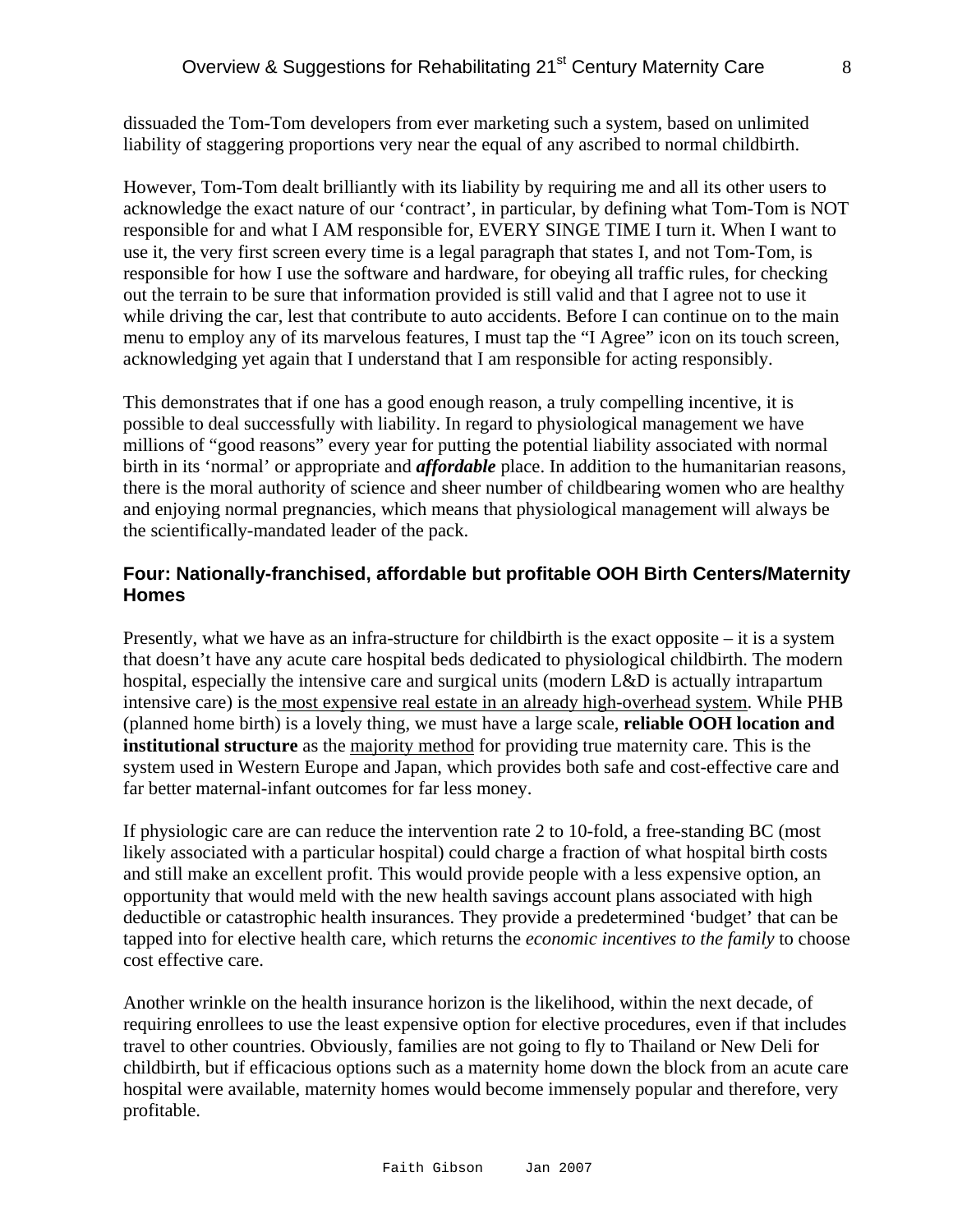dissuaded the Tom-Tom developers from ever marketing such a system, based on unlimited liability of staggering proportions very near the equal of any ascribed to normal childbirth.

However, Tom-Tom dealt brilliantly with its liability by requiring me and all its other users to acknowledge the exact nature of our 'contract', in particular, by defining what Tom-Tom is NOT responsible for and what I AM responsible for, EVERY SINGE TIME I turn it. When I want to use it, the very first screen every time is a legal paragraph that states I, and not Tom-Tom, is responsible for how I use the software and hardware, for obeying all traffic rules, for checking out the terrain to be sure that information provided is still valid and that I agree not to use it while driving the car, lest that contribute to auto accidents. Before I can continue on to the main menu to employ any of its marvelous features, I must tap the "I Agree" icon on its touch screen, acknowledging yet again that I understand that I am responsible for acting responsibly.

This demonstrates that if one has a good enough reason, a truly compelling incentive, it is possible to deal successfully with liability. In regard to physiological management we have millions of "good reasons" every year for putting the potential liability associated with normal birth in its 'normal' or appropriate and ***affordable*** place. In addition to the humanitarian reasons, there is the moral authority of science and sheer number of childbearing women who are healthy and enjoying normal pregnancies, which means that physiological management will always be the scientifically-mandated leader of the pack.

### Four: Nationally-franchised, affordable but profitable OOH Birth Centers/Maternity Homes

Presently, what we have as an infra-structure for childbirth is the exact opposite – it is a system that doesn't have any acute care hospital beds dedicated to physiological childbirth. The modern hospital, especially the intensive care and surgical units (modern L&D is actually intrapartum intensive care) is the most expensive real estate in an already high-overhead system. While PHB (planned home birth) is a lovely thing, we must have a large scale, **reliable OOH location and institutional structure** as the majority method for providing true maternity care. This is the system used in Western Europe and Japan, which provides both safe and cost-effective care and far better maternal-infant outcomes for far less money.

If physiologic care are can reduce the intervention rate 2 to 10-fold, a free-standing BC (most likely associated with a particular hospital) could charge a fraction of what hospital birth costs and still make an excellent profit. This would provide people with a less expensive option, an opportunity that would meld with the new health savings account plans associated with high deductible or catastrophic health insurances. They provide a predetermined 'budget' that can be tapped into for elective health care, which returns the *economic incentives to the family* to choose cost effective care.

Another wrinkle on the health insurance horizon is the likelihood, within the next decade, of requiring enrollees to use the least expensive option for elective procedures, even if that includes travel to other countries. Obviously, families are not going to fly to Thailand or New Deli for childbirth, but if efficacious options such as a maternity home down the block from an acute care hospital were available, maternity homes would become immensely popular and therefore, very profitable.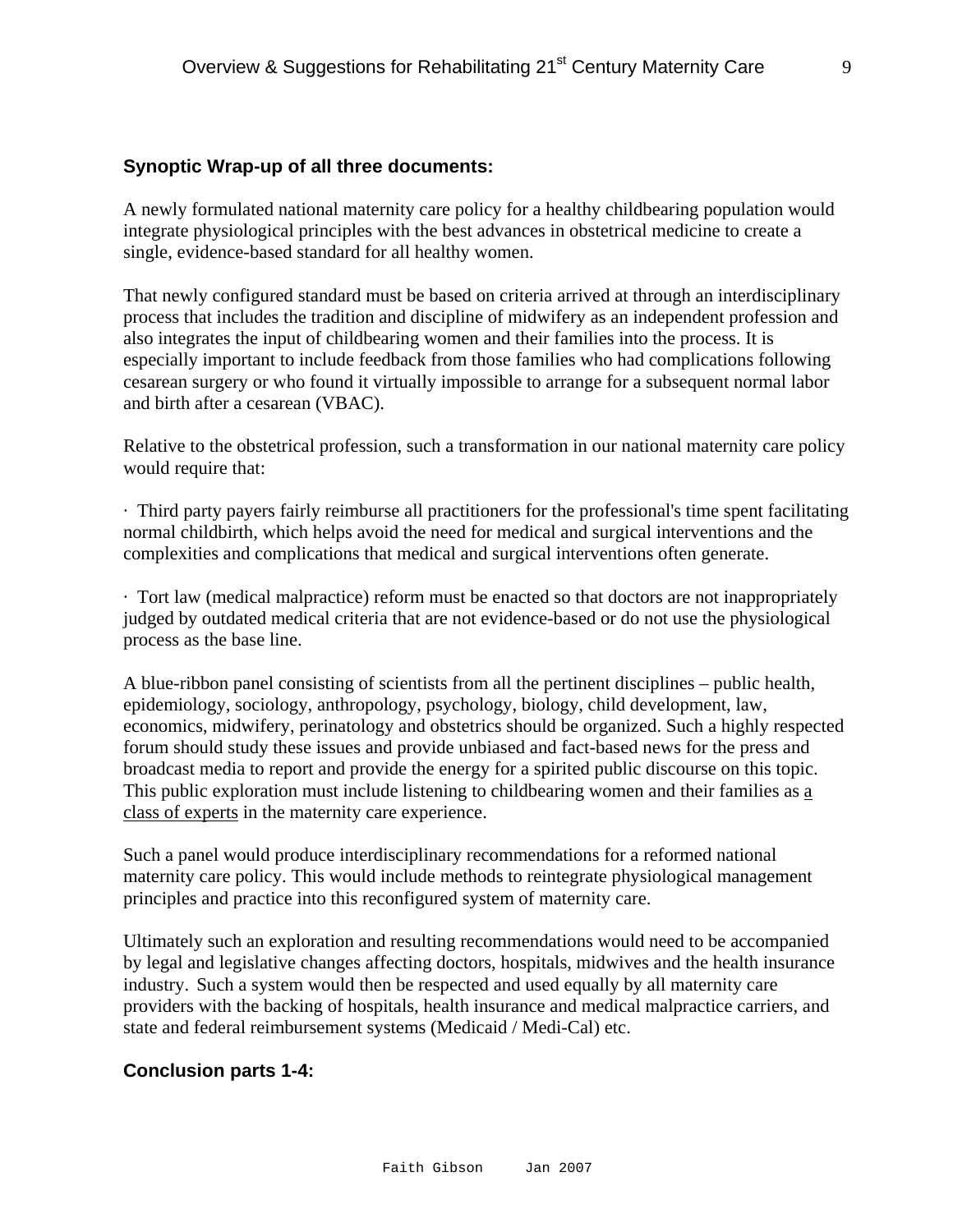### Synoptic Wrap-up of all three documents:

A newly formulated national maternity care policy for a healthy childbearing population would integrate physiological principles with the best advances in obstetrical medicine to create a single, evidence-based standard for all healthy women.

That newly configured standard must be based on criteria arrived at through an interdisciplinary process that includes the tradition and discipline of midwifery as an independent profession and also integrates the input of childbearing women and their families into the process. It is especially important to include feedback from those families who had complications following cesarean surgery or who found it virtually impossible to arrange for a subsequent normal labor and birth after a cesarean (VBAC).

Relative to the obstetrical profession, such a transformation in our national maternity care policy would require that:

- Third party payers fairly reimburse all practitioners for the professional's time spent facilitating normal childbirth, which helps avoid the need for medical and surgical interventions and the complexities and complications that medical and surgical interventions often generate.

- Tort law (medical malpractice) reform must be enacted so that doctors are not inappropriately judged by outdated medical criteria that are not evidence-based or do not use the physiological process as the base line.

A blue-ribbon panel consisting of scientists from all the pertinent disciplines – public health, epidemiology, sociology, anthropology, psychology, biology, child development, law, economics, midwifery, perinatology and obstetrics should be organized. Such a highly respected forum should study these issues and provide unbiased and fact-based news for the press and broadcast media to report and provide the energy for a spirited public discourse on this topic. This public exploration must include listening to childbearing women and their families as a class of experts in the maternity care experience.

Such a panel would produce interdisciplinary recommendations for a reformed national maternity care policy. This would include methods to reintegrate physiological management principles and practice into this reconfigured system of maternity care.

Ultimately such an exploration and resulting recommendations would need to be accompanied by legal and legislative changes affecting doctors, hospitals, midwives and the health insurance industry. Such a system would then be respected and used equally by all maternity care providers with the backing of hospitals, health insurance and medical malpractice carriers, and state and federal reimbursement systems (Medicaid / Medi-Cal) etc.

### Conclusion parts 1-4: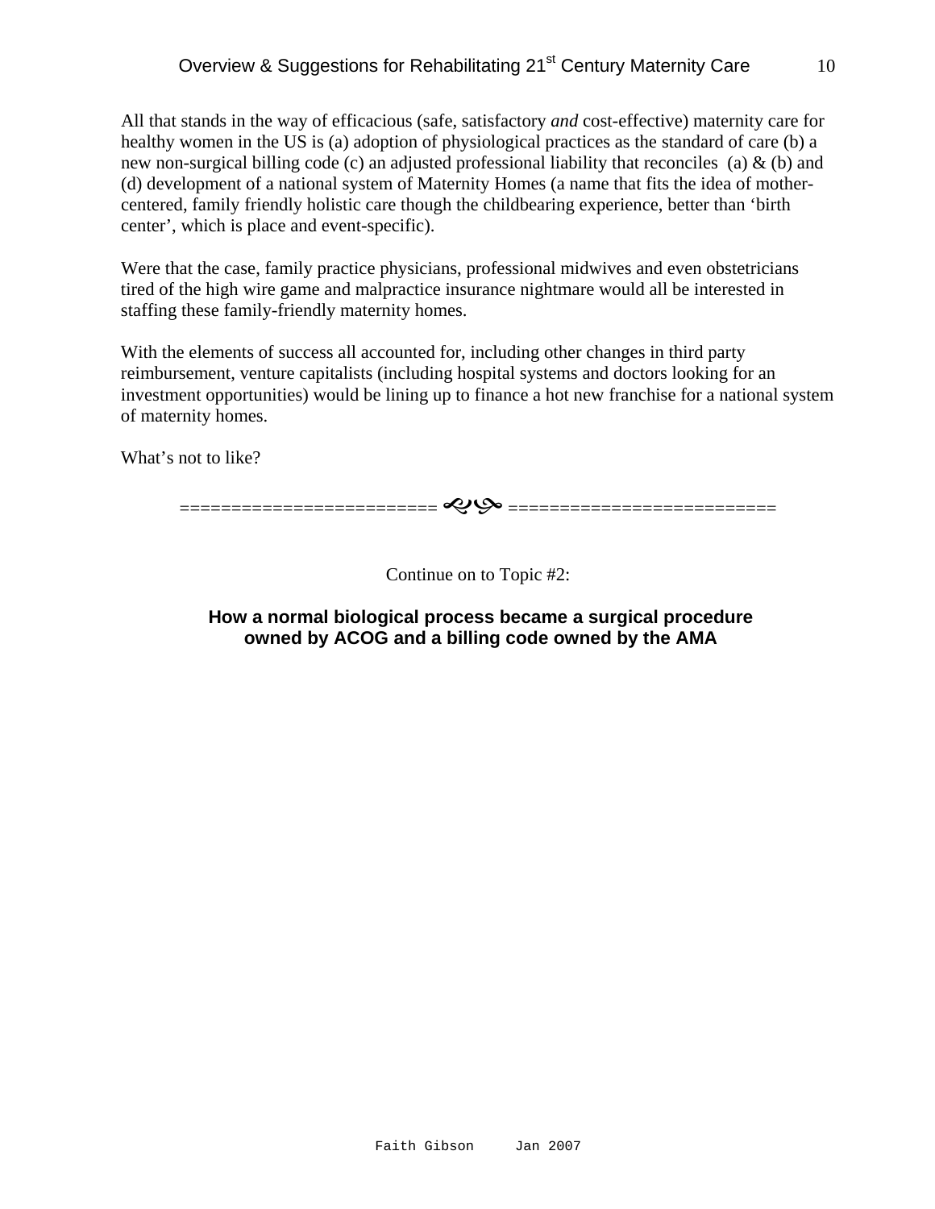All that stands in the way of efficacious (safe, satisfactory *and* cost-effective) maternity care for healthy women in the US is (a) adoption of physiological practices as the standard of care (b) a new non-surgical billing code (c) an adjusted professional liability that reconciles (a) & (b) and (d) development of a national system of Maternity Homes (a name that fits the idea of mother-centered, family friendly holistic care though the childbearing experience, better than 'birth center', which is place and event-specific).

Were that the case, family practice physicians, professional midwives and even obstetricians tired of the high wire game and malpractice insurance nightmare would all be interested in staffing these family-friendly maternity homes.

With the elements of success all accounted for, including other changes in third party reimbursement, venture capitalists (including hospital systems and doctors looking for an investment opportunities) would be lining up to finance a hot new franchise for a national system of maternity homes.

What's not to like?

======================== ❧❧ ========================

Continue on to Topic #2:

**How a normal biological process became a surgical procedure owned by ACOG and a billing code owned by the AMA**